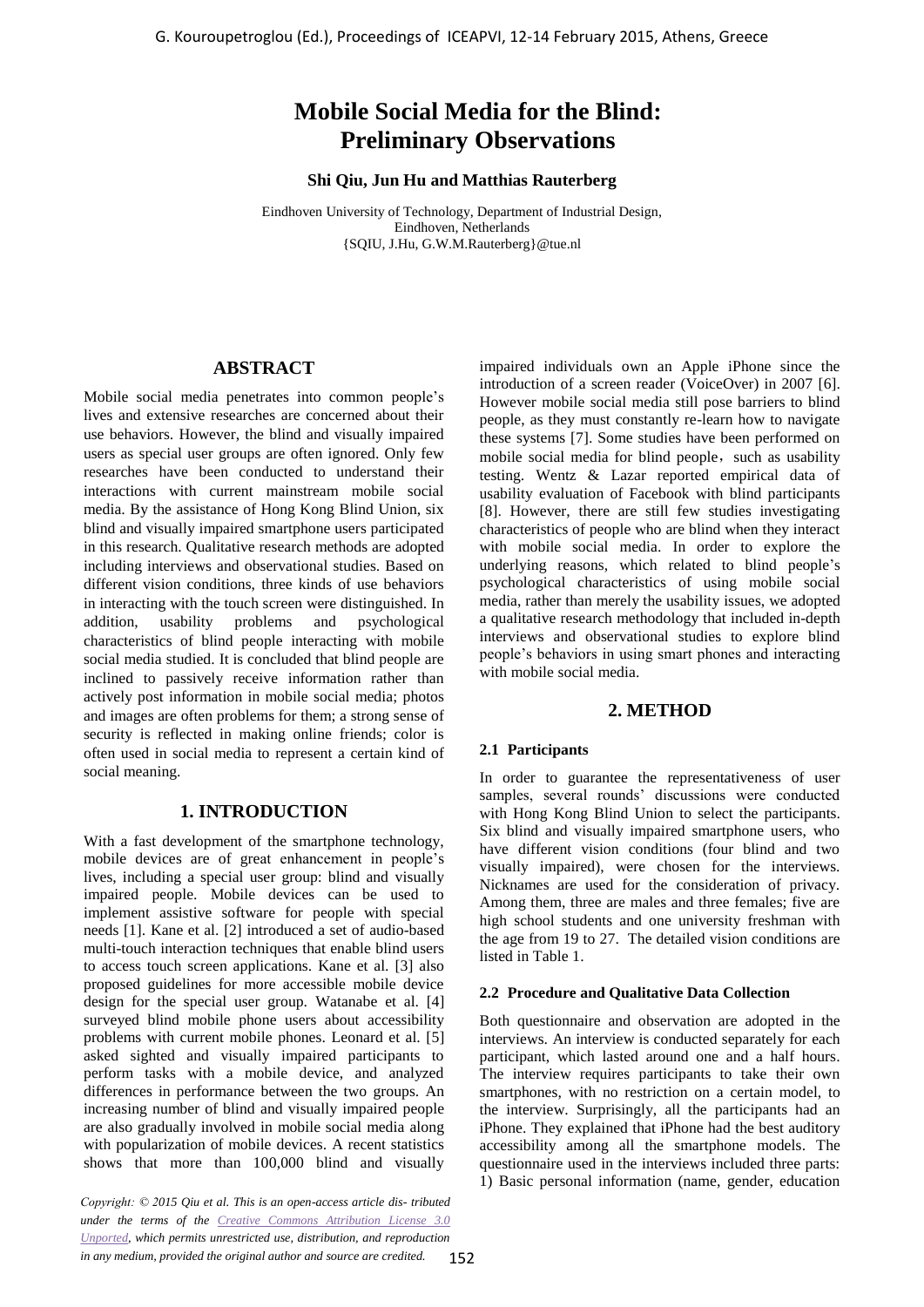# Mobile Social Media for the Blind: Preliminary Observations

**Shi Qiu, Jun Hu and Matthias Rauterberg**

Eindhoven University of Technology, Department of Industrial Design,
Eindhoven, Netherlands
{SQIU, J.Hu, G.W.M.Rauterberg}@tue.nl

## ABSTRACT

Mobile social media penetrates into common people's lives and extensive researches are concerned about their use behaviors. However, the blind and visually impaired users as special user groups are often ignored. Only few researches have been conducted to understand their interactions with current mainstream mobile social media. By the assistance of Hong Kong Blind Union, six blind and visually impaired smartphone users participated in this research. Qualitative research methods are adopted including interviews and observational studies. Based on different vision conditions, three kinds of use behaviors in interacting with the touch screen were distinguished. In addition, usability problems and psychological characteristics of blind people interacting with mobile social media studied. It is concluded that blind people are inclined to passively receive information rather than actively post information in mobile social media; photos and images are often problems for them; a strong sense of security is reflected in making online friends; color is often used in social media to represent a certain kind of social meaning.

## 1. INTRODUCTION

With a fast development of the smartphone technology, mobile devices are of great enhancement in people's lives, including a special user group: blind and visually impaired people. Mobile devices can be used to implement assistive software for people with special needs [1]. Kane et al. [2] introduced a set of audio-based multi-touch interaction techniques that enable blind users to access touch screen applications. Kane et al. [3] also proposed guidelines for more accessible mobile device design for the special user group. Watanabe et al. [4] surveyed blind mobile phone users about accessibility problems with current mobile phones. Leonard et al. [5] asked sighted and visually impaired participants to perform tasks with a mobile device, and analyzed differences in performance between the two groups. An increasing number of blind and visually impaired people are also gradually involved in mobile social media along with popularization of mobile devices. A recent statistics shows that more than 100,000 blind and visually impaired individuals own an Apple iPhone since the introduction of a screen reader (VoiceOver) in 2007 [6]. However mobile social media still pose barriers to blind people, as they must constantly re-learn how to navigate these systems [7]. Some studies have been performed on mobile social media for blind people，such as usability testing. Wentz & Lazar reported empirical data of usability evaluation of Facebook with blind participants [8]. However, there are still few studies investigating characteristics of people who are blind when they interact with mobile social media. In order to explore the underlying reasons, which related to blind people's psychological characteristics of using mobile social media, rather than merely the usability issues, we adopted a qualitative research methodology that included in-depth interviews and observational studies to explore blind people's behaviors in using smart phones and interacting with mobile social media.

## 2. METHOD

### 2.1 Participants

In order to guarantee the representativeness of user samples, several rounds' discussions were conducted with Hong Kong Blind Union to select the participants. Six blind and visually impaired smartphone users, who have different vision conditions (four blind and two visually impaired), were chosen for the interviews. Nicknames are used for the consideration of privacy. Among them, three are males and three females; five are high school students and one university freshman with the age from 19 to 27. The detailed vision conditions are listed in Table 1.

### 2.2 Procedure and Qualitative Data Collection

Both questionnaire and observation are adopted in the interviews. An interview is conducted separately for each participant, which lasted around one and a half hours. The interview requires participants to take their own smartphones, with no restriction on a certain model, to the interview. Surprisingly, all the participants had an iPhone. They explained that iPhone had the best auditory accessibility among all the smartphone models. The questionnaire used in the interviews included three parts: 1) Basic personal information (name, gender, education

*Copyright: © 2015 Qiu et al. This is an open-access article dis- tributed under the terms of the Creative Commons Attribution License 3.0 Unported, which permits unrestricted use, distribution, and reproduction in any medium, provided the original author and source are credited.*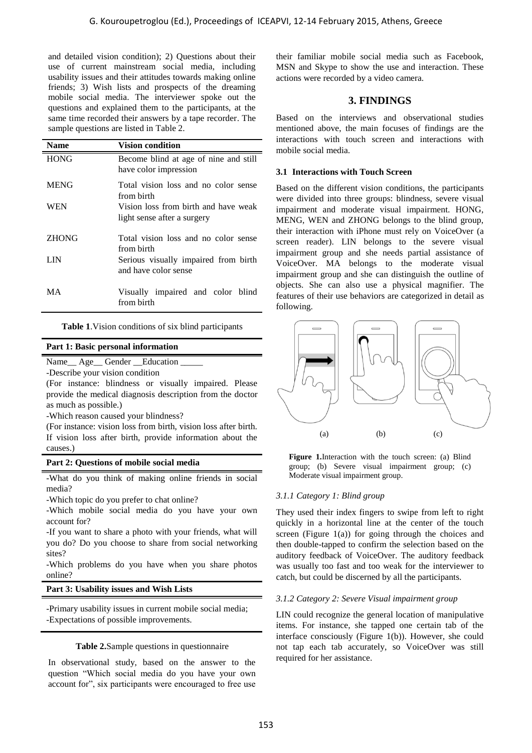and detailed vision condition); 2) Questions about their use of current mainstream social media, including usability issues and their attitudes towards making online friends; 3) Wish lists and prospects of the dreaming mobile social media. The interviewer spoke out the questions and explained them to the participants, at the same time recorded their answers by a tape recorder. The sample questions are listed in Table 2.

| Name | Vision condition |
|---|---|
| HONG | Become blind at age of nine and still have color impression |
| MENG | Total vision loss and no color sense from birth |
| WEN | Vision loss from birth and have weak light sense after a surgery |
| ZHONG | Total vision loss and no color sense from birth |
| LIN | Serious visually impaired from birth and have color sense |
| MA | Visually impaired and color blind from birth |

**Table 1**.Vision conditions of six blind participants

| **Part 1: Basic personal information** |
|---|
| Name__ Age__ Gender __Education _____<br>-Describe your vision condition<br>(For instance: blindness or visually impaired. Please provide the medical diagnosis description from the doctor as much as possible.)<br>-Which reason caused your blindness?<br>(For instance: vision loss from birth, vision loss after birth. If vision loss after birth, provide information about the causes.) |
| **Part 2: Questions of mobile social media** |
| -What do you think of making online friends in social media?<br>-Which topic do you prefer to chat online?<br>-Which mobile social media do you have your own account for?<br>-If you want to share a photo with your friends, what will you do? Do you choose to share from social networking sites?<br>-Which problems do you have when you share photos online? |
| **Part 3: Usability issues and Wish Lists** |
| -Primary usability issues in current mobile social media;<br>-Expectations of possible improvements. |

**Table 2.**Sample questions in questionnaire

In observational study, based on the answer to the question "Which social media do you have your own account for", six participants were encouraged to free use their familiar mobile social media such as Facebook, MSN and Skype to show the use and interaction. These actions were recorded by a video camera.

## 3. FINDINGS

Based on the interviews and observational studies mentioned above, the main focuses of findings are the interactions with touch screen and interactions with mobile social media.

### 3.1 Interactions with Touch Screen

Based on the different vision conditions, the participants were divided into three groups: blindness, severe visual impairment and moderate visual impairment. HONG, MENG, WEN and ZHONG belongs to the blind group, their interaction with iPhone must rely on VoiceOver (a screen reader). LIN belongs to the severe visual impairment group and she needs partial assistance of VoiceOver. MA belongs to the moderate visual impairment group and she can distinguish the outline of objects. She can also use a physical magnifier. The features of their use behaviors are categorized in detail as following.

(a) (b) (c)

**Figure 1.**Interaction with the touch screen: (a) Blind group; (b) Severe visual impairment group; (c) Moderate visual impairment group.

#### *3.1.1 Category 1: Blind group*

They used their index fingers to swipe from left to right quickly in a horizontal line at the center of the touch screen (Figure 1(a)) for going through the choices and then double-tapped to confirm the selection based on the auditory feedback of VoiceOver. The auditory feedback was usually too fast and too weak for the interviewer to catch, but could be discerned by all the participants.

#### *3.1.2 Category 2: Severe Visual impairment group*

LIN could recognize the general location of manipulative items. For instance, she tapped one certain tab of the interface consciously (Figure 1(b)). However, she could not tap each tab accurately, so VoiceOver was still required for her assistance.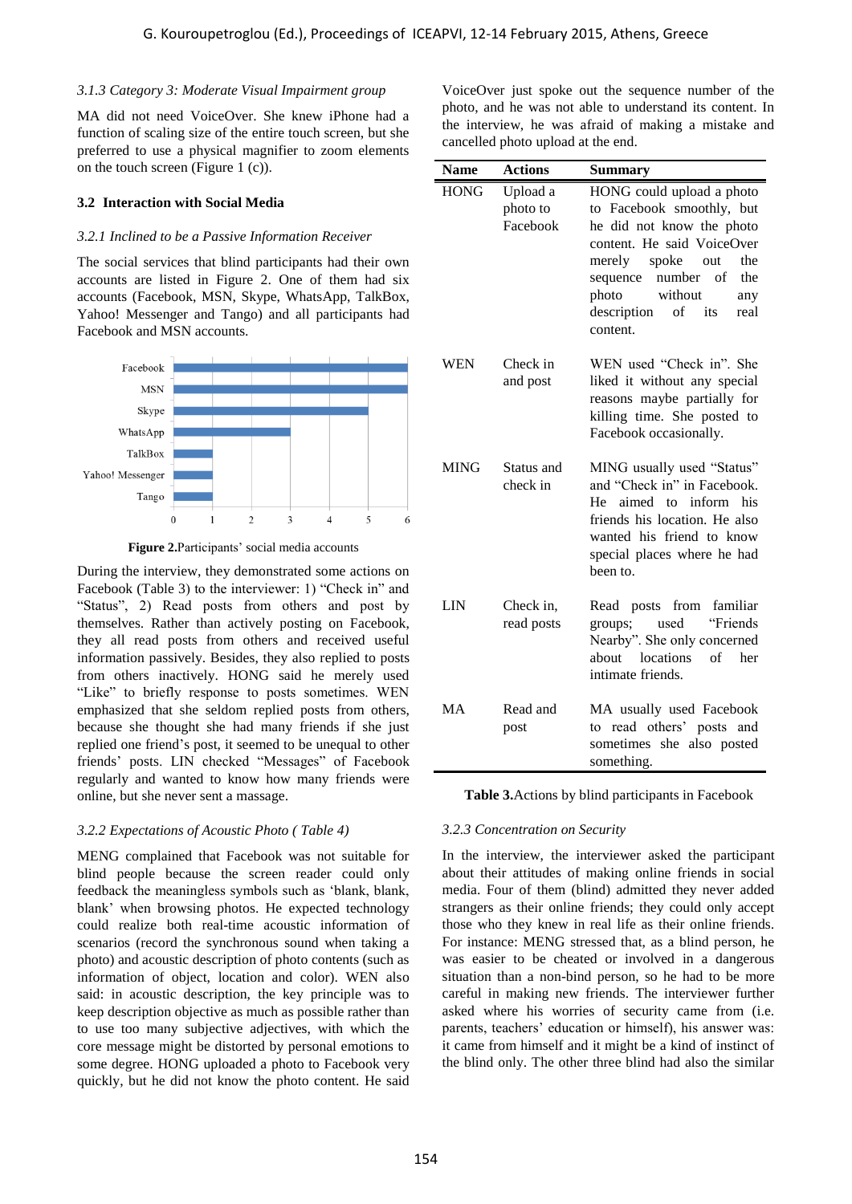### 3.1.3 Category 3: Moderate Visual Impairment group

MA did not need VoiceOver. She knew iPhone had a function of scaling size of the entire touch screen, but she preferred to use a physical magnifier to zoom elements on the touch screen (Figure 1 (c)).

## 3.2 Interaction with Social Media

### 3.2.1 Inclined to be a Passive Information Receiver

The social services that blind participants had their own accounts are listed in Figure 2. One of them had six accounts (Facebook, MSN, Skype, WhatsApp, TalkBox, Yahoo! Messenger and Tango) and all participants had Facebook and MSN accounts.

**Figure 2.**Participants' social media accounts

During the interview, they demonstrated some actions on Facebook (Table 3) to the interviewer: 1) "Check in" and "Status", 2) Read posts from others and post by themselves. Rather than actively posting on Facebook, they all read posts from others and received useful information passively. Besides, they also replied to posts from others inactively. HONG said he merely used "Like" to briefly response to posts sometimes. WEN emphasized that she seldom replied posts from others, because she thought she had many friends if she just replied one friend's post, it seemed to be unequal to other friends' posts. LIN checked "Messages" of Facebook regularly and wanted to know how many friends were online, but she never sent a massage.

### 3.2.2 Expectations of Acoustic Photo ( Table 4)

MENG complained that Facebook was not suitable for blind people because the screen reader could only feedback the meaningless symbols such as 'blank, blank, blank' when browsing photos. He expected technology could realize both real-time acoustic information of scenarios (record the synchronous sound when taking a photo) and acoustic description of photo contents (such as information of object, location and color). WEN also said: in acoustic description, the key principle was to keep description objective as much as possible rather than to use too many subjective adjectives, with which the core message might be distorted by personal emotions to some degree. HONG uploaded a photo to Facebook very quickly, but he did not know the photo content. He said VoiceOver just spoke out the sequence number of the photo, and he was not able to understand its content. In the interview, he was afraid of making a mistake and cancelled photo upload at the end.

| Name | Actions | Summary |
| --- | --- | --- |
| HONG | Upload a photo to Facebook | HONG could upload a photo to Facebook smoothly, but he did not know the photo content. He said VoiceOver merely spoke out the sequence number of the photo without any description of its real content. |
| WEN | Check in and post | WEN used "Check in". She liked it without any special reasons maybe partially for killing time. She posted to Facebook occasionally. |
| MING | Status and check in | MING usually used "Status" and "Check in" in Facebook. He aimed to inform his friends his location. He also wanted his friend to know special places where he had been to. |
| LIN | Check in, read posts | Read posts from familiar groups; used "Friends Nearby". She only concerned about locations of her intimate friends. |
| MA | Read and post | MA usually used Facebook to read others' posts and sometimes she also posted something. |

**Table 3.**Actions by blind participants in Facebook

### 3.2.3 Concentration on Security

In the interview, the interviewer asked the participant about their attitudes of making online friends in social media. Four of them (blind) admitted they never added strangers as their online friends; they could only accept those who they knew in real life as their online friends. For instance: MENG stressed that, as a blind person, he was easier to be cheated or involved in a dangerous situation than a non-bind person, so he had to be more careful in making new friends. The interviewer further asked where his worries of security came from (i.e. parents, teachers' education or himself), his answer was: it came from himself and it might be a kind of instinct of the blind only. The other three blind had also the similar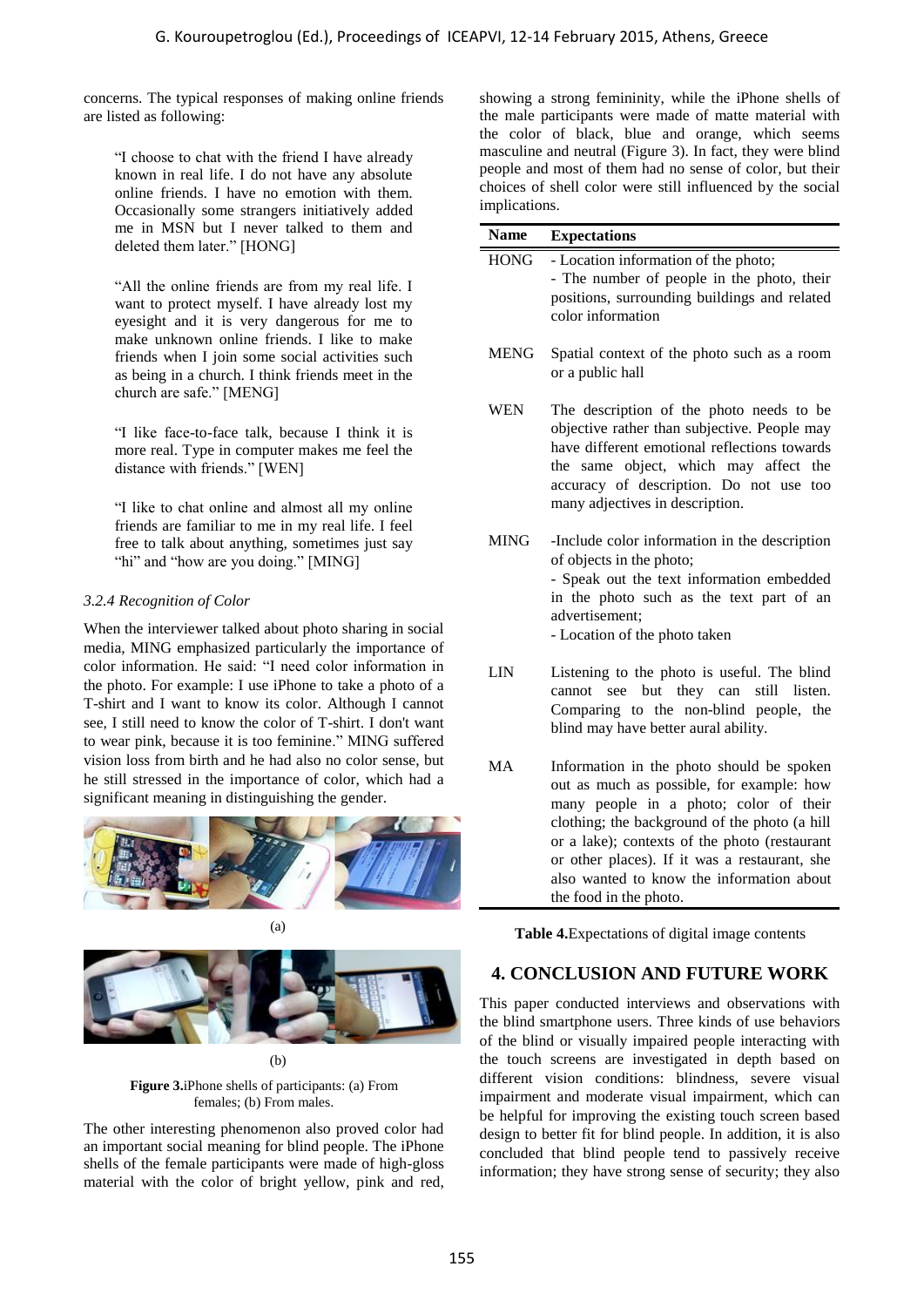concerns. The typical responses of making online friends are listed as following:

> "I choose to chat with the friend I have already known in real life. I do not have any absolute online friends. I have no emotion with them. Occasionally some strangers initiatively added me in MSN but I never talked to them and deleted them later." [HONG]

> "All the online friends are from my real life. I want to protect myself. I have already lost my eyesight and it is very dangerous for me to make unknown online friends. I like to make friends when I join some social activities such as being in a church. I think friends meet in the church are safe." [MENG]

> "I like face-to-face talk, because I think it is more real. Type in computer makes me feel the distance with friends." [WEN]

> "I like to chat online and almost all my online friends are familiar to me in my real life. I feel free to talk about anything, sometimes just say "hi" and "how are you doing." [MING]

### *3.2.4 Recognition of Color*

When the interviewer talked about photo sharing in social media, MING emphasized particularly the importance of color information. He said: "I need color information in the photo. For example: I use iPhone to take a photo of a T-shirt and I want to know its color. Although I cannot see, I still need to know the color of T-shirt. I don't want to wear pink, because it is too feminine." MING suffered vision loss from birth and he had also no color sense, but he still stressed in the importance of color, which had a significant meaning in distinguishing the gender.

(a)

(b)

**Figure 3.**iPhone shells of participants: (a) From females; (b) From males.

The other interesting phenomenon also proved color had an important social meaning for blind people. The iPhone shells of the female participants were made of high-gloss material with the color of bright yellow, pink and red, showing a strong femininity, while the iPhone shells of the male participants were made of matte material with the color of black, blue and orange, which seems masculine and neutral (Figure 3). In fact, they were blind people and most of them had no sense of color, but their choices of shell color were still influenced by the social implications.

| Name | Expectations |
|---|---|
| HONG | - Location information of the photo;<br>- The number of people in the photo, their positions, surrounding buildings and related color information |
| MENG | Spatial context of the photo such as a room or a public hall |
| WEN | The description of the photo needs to be objective rather than subjective. People may have different emotional reflections towards the same object, which may affect the accuracy of description. Do not use too many adjectives in description. |
| MING | -Include color information in the description of objects in the photo;<br>- Speak out the text information embedded in the photo such as the text part of an advertisement;<br>- Location of the photo taken |
| LIN | Listening to the photo is useful. The blind cannot see but they can still listen. Comparing to the non-blind people, the blind may have better aural ability. |
| MA | Information in the photo should be spoken out as much as possible, for example: how many people in a photo; color of their clothing; the background of the photo (a hill or a lake); contexts of the photo (restaurant or other places). If it was a restaurant, she also wanted to know the information about the food in the photo. |

**Table 4.**Expectations of digital image contents

## 4. CONCLUSION AND FUTURE WORK

This paper conducted interviews and observations with the blind smartphone users. Three kinds of use behaviors of the blind or visually impaired people interacting with the touch screens are investigated in depth based on different vision conditions: blindness, severe visual impairment and moderate visual impairment, which can be helpful for improving the existing touch screen based design to better fit for blind people. In addition, it is also concluded that blind people tend to passively receive information; they have strong sense of security; they also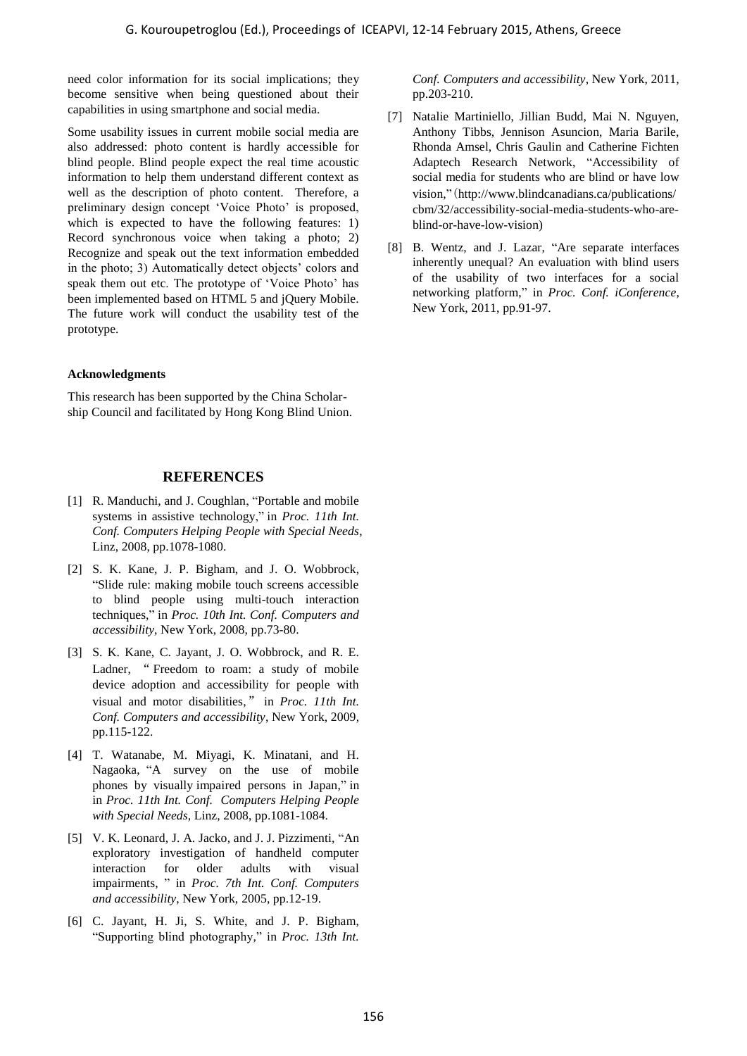need color information for its social implications; they become sensitive when being questioned about their capabilities in using smartphone and social media.

Some usability issues in current mobile social media are also addressed: photo content is hardly accessible for blind people. Blind people expect the real time acoustic information to help them understand different context as well as the description of photo content. Therefore, a preliminary design concept 'Voice Photo' is proposed, which is expected to have the following features: 1) Record synchronous voice when taking a photo; 2) Recognize and speak out the text information embedded in the photo; 3) Automatically detect objects' colors and speak them out etc. The prototype of 'Voice Photo' has been implemented based on HTML 5 and jQuery Mobile. The future work will conduct the usability test of the prototype.

#### Acknowledgments

This research has been supported by the China Scholarship Council and facilitated by Hong Kong Blind Union.

## REFERENCES

[1] R. Manduchi, and J. Coughlan, "Portable and mobile systems in assistive technology," in *Proc. 11th Int. Conf. Computers Helping People with Special Needs*, Linz, 2008, pp.1078-1080.

[2] S. K. Kane, J. P. Bigham, and J. O. Wobbrock, "Slide rule: making mobile touch screens accessible to blind people using multi-touch interaction techniques," in *Proc. 10th Int. Conf. Computers and accessibility*, New York, 2008, pp.73-80.

[3] S. K. Kane, C. Jayant, J. O. Wobbrock, and R. E. Ladner, "Freedom to roam: a study of mobile device adoption and accessibility for people with visual and motor disabilities," in *Proc. 11th Int. Conf. Computers and accessibility*, New York, 2009, pp.115-122.

[4] T. Watanabe, M. Miyagi, K. Minatani, and H. Nagaoka, "A survey on the use of mobile phones by visually impaired persons in Japan," in in *Proc. 11th Int. Conf. Computers Helping People with Special Needs*, Linz, 2008, pp.1081-1084.

[5] V. K. Leonard, J. A. Jacko, and J. J. Pizzimenti, "An exploratory investigation of handheld computer interaction for older adults with visual impairments, " in *Proc. 7th Int. Conf. Computers and accessibility*, New York, 2005, pp.12-19.

[6] C. Jayant, H. Ji, S. White, and J. P. Bigham, "Supporting blind photography," in *Proc. 13th Int. Conf. Computers and accessibility*, New York, 2011, pp.203-210.

[7] Natalie Martiniello, Jillian Budd, Mai N. Nguyen, Anthony Tibbs, Jennison Asuncion, Maria Barile, Rhonda Amsel, Chris Gaulin and Catherine Fichten Adaptech Research Network, "Accessibility of social media for students who are blind or have low vision,"(http://www.blindcanadians.ca/publications/cbm/32/accessibility-social-media-students-who-are-blind-or-have-low-vision)

[8] B. Wentz, and J. Lazar, "Are separate interfaces inherently unequal? An evaluation with blind users of the usability of two interfaces for a social networking platform," in *Proc. Conf. iConference*, New York, 2011, pp.91-97.